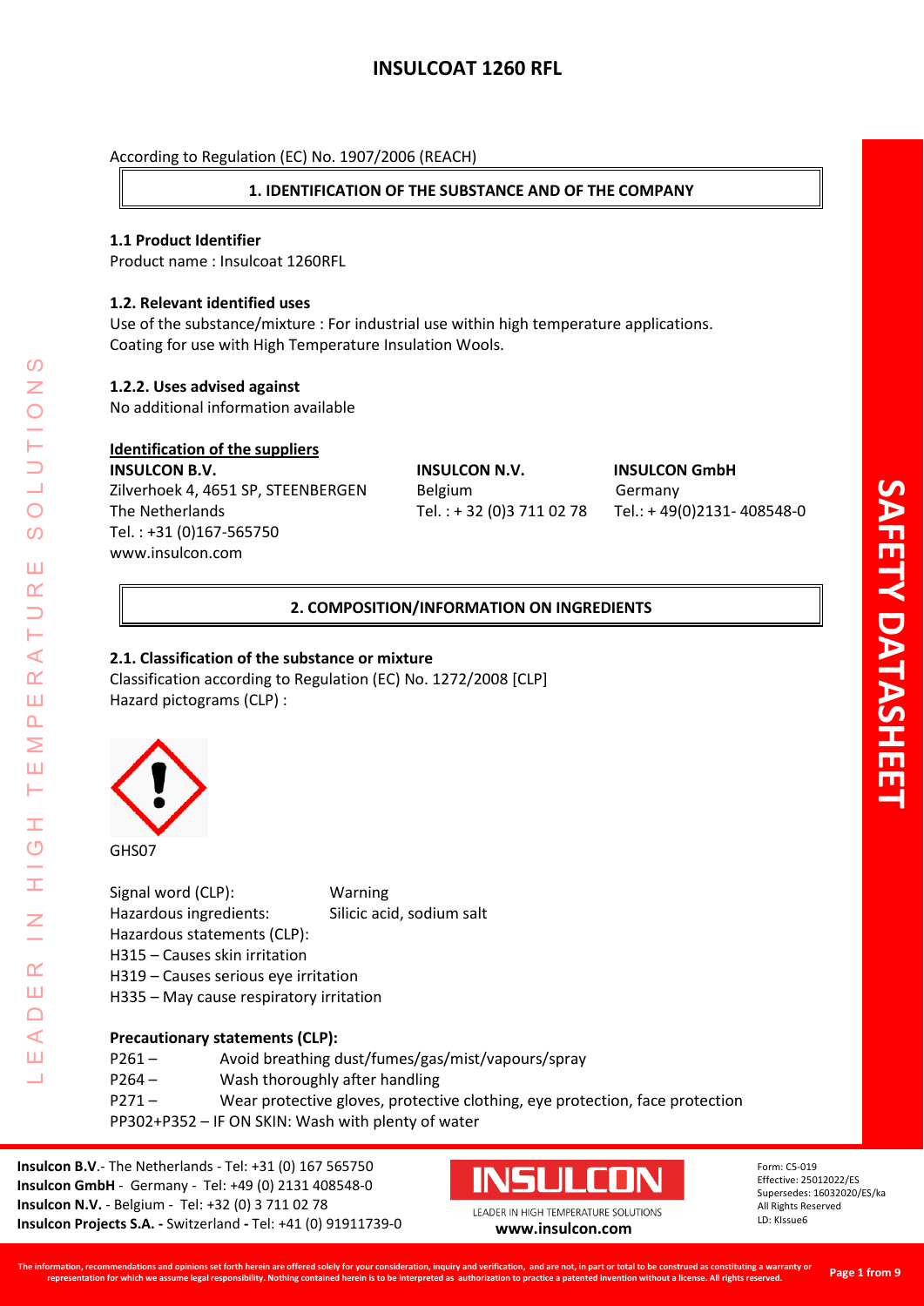# INSULCOAT 1260 RFL

According to Regulation (EC) No. 1907/2006 (REACH)

## 1. IDENTIFICATION OF THE SUBSTANCE AND OF THE COMPANY

**1.1 Product Identifier**
Product name : Insulcoat 1260RFL

**1.2. Relevant identified uses**
Use of the substance/mixture : For industrial use within high temperature applications.
Coating for use with High Temperature Insulation Wools.

**1.2.2. Uses advised against**
No additional information available

**Identification of the suppliers**

**INSULCON B.V.**
Zilverhoek 4, 4651 SP, STEENBERGEN
The Netherlands
Tel. : +31 (0)167-565750
www.insulcon.com

**INSULCON N.V.**
Belgium
Tel. : + 32 (0)3 711 02 78

**INSULCON GmbH**
Germany
Tel.: + 49(0)2131- 408548-0

## 2. COMPOSITION/INFORMATION ON INGREDIENTS

**2.1. Classification of the substance or mixture**
Classification according to Regulation (EC) No. 1272/2008 [CLP]
Hazard pictograms (CLP) :

GHS07

Signal word (CLP): Warning
Hazardous ingredients: Silicic acid, sodium salt
Hazardous statements (CLP):
H315 – Causes skin irritation
H319 – Causes serious eye irritation
H335 – May cause respiratory irritation

**Precautionary statements (CLP):**
P261 – Avoid breathing dust/fumes/gas/mist/vapours/spray
P264 – Wash thoroughly after handling
P271 – Wear protective gloves, protective clothing, eye protection, face protection
PP302+P352 – IF ON SKIN: Wash with plenty of water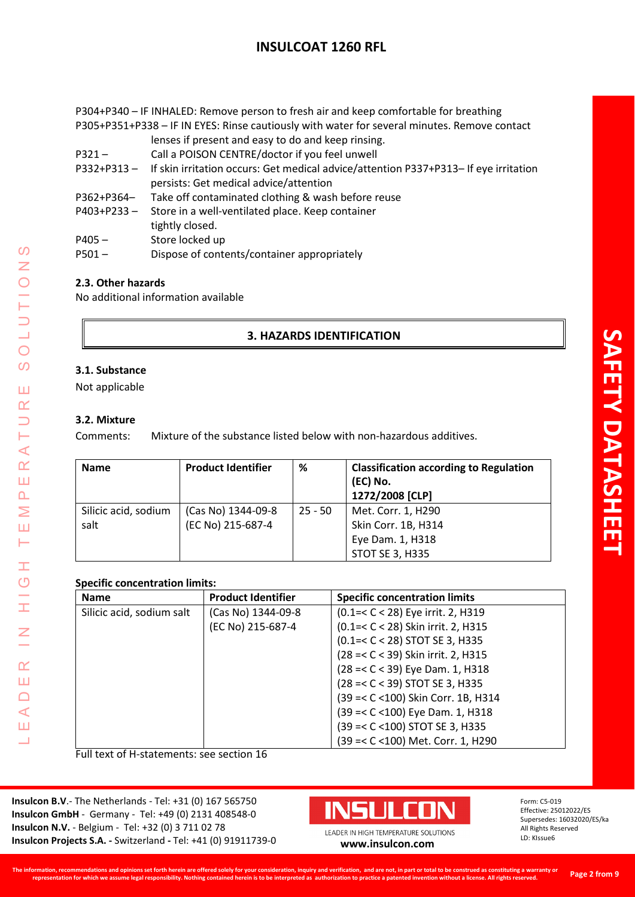P304+P340 – IF INHALED: Remove person to fresh air and keep comfortable for breathing

P305+P351+P338 – IF IN EYES: Rinse cautiously with water for several minutes. Remove contact lenses if present and easy to do and keep rinsing.

P321 – Call a POISON CENTRE/doctor if you feel unwell

P332+P313 – If skin irritation occurs: Get medical advice/attention P337+P313– If eye irritation persists: Get medical advice/attention

P362+P364– Take off contaminated clothing & wash before reuse

P403+P233 – Store in a well-ventilated place. Keep container tightly closed.

P405 – Store locked up

P501 – Dispose of contents/container appropriately

**2.3. Other hazards**

No additional information available

## 3. HAZARDS IDENTIFICATION

**3.1. Substance**

Not applicable

**3.2. Mixture**

Comments: Mixture of the substance listed below with non-hazardous additives.

| Name | Product Identifier | % | Classification according to Regulation (EC) No. 1272/2008 [CLP] |
|---|---|---|---|
| Silicic acid, sodium salt | (Cas No) 1344-09-8<br>(EC No) 215-687-4 | 25 - 50 | Met. Corr. 1, H290<br>Skin Corr. 1B, H314<br>Eye Dam. 1, H318<br>STOT SE 3, H335 |

**Specific concentration limits:**

| Name | Product Identifier | Specific concentration limits |
|---|---|---|
| Silicic acid, sodium salt | (Cas No) 1344-09-8<br>(EC No) 215-687-4 | (0.1=< C < 28) Eye irrit. 2, H319<br>(0.1=< C < 28) Skin irrit. 2, H315<br>(0.1=< C < 28) STOT SE 3, H335<br>(28 =< C < 39) Skin irrit. 2, H315<br>(28 =< C < 39) Eye Dam. 1, H318<br>(28 =< C < 39) STOT SE 3, H335<br>(39 =< C <100) Skin Corr. 1B, H314<br>(39 =< C <100) Eye Dam. 1, H318<br>(39 =< C <100) STOT SE 3, H335<br>(39 =< C <100) Met. Corr. 1, H290 |

Full text of H-statements: see section 16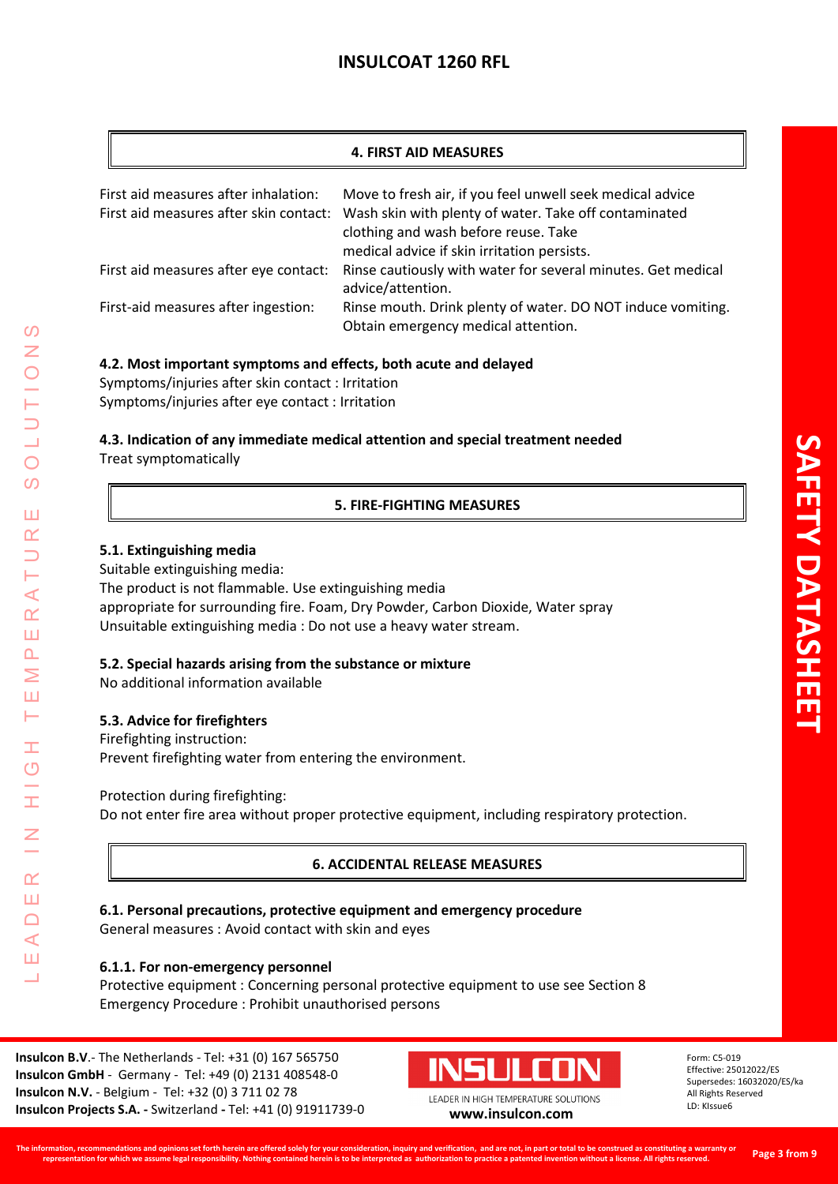## 4. FIRST AID MEASURES

| | |
|---|---|
| First aid measures after inhalation: | Move to fresh air, if you feel unwell seek medical advice |
| First aid measures after skin contact: | Wash skin with plenty of water. Take off contaminated clothing and wash before reuse. Take medical advice if skin irritation persists. |
| First aid measures after eye contact: | Rinse cautiously with water for several minutes. Get medical advice/attention. |
| First-aid measures after ingestion: | Rinse mouth. Drink plenty of water. DO NOT induce vomiting. Obtain emergency medical attention. |

### 4.2. Most important symptoms and effects, both acute and delayed

Symptoms/injuries after skin contact : Irritation
Symptoms/injuries after eye contact : Irritation

### 4.3. Indication of any immediate medical attention and special treatment needed

Treat symptomatically

## 5. FIRE-FIGHTING MEASURES

### 5.1. Extinguishing media

Suitable extinguishing media:
The product is not flammable. Use extinguishing media appropriate for surrounding fire. Foam, Dry Powder, Carbon Dioxide, Water spray
Unsuitable extinguishing media : Do not use a heavy water stream.

### 5.2. Special hazards arising from the substance or mixture

No additional information available

### 5.3. Advice for firefighters

Firefighting instruction:
Prevent firefighting water from entering the environment.

Protection during firefighting:
Do not enter fire area without proper protective equipment, including respiratory protection.

## 6. ACCIDENTAL RELEASE MEASURES

### 6.1. Personal precautions, protective equipment and emergency procedure

General measures : Avoid contact with skin and eyes

### 6.1.1. For non-emergency personnel

Protective equipment : Concerning personal protective equipment to use see Section 8
Emergency Procedure : Prohibit unauthorised persons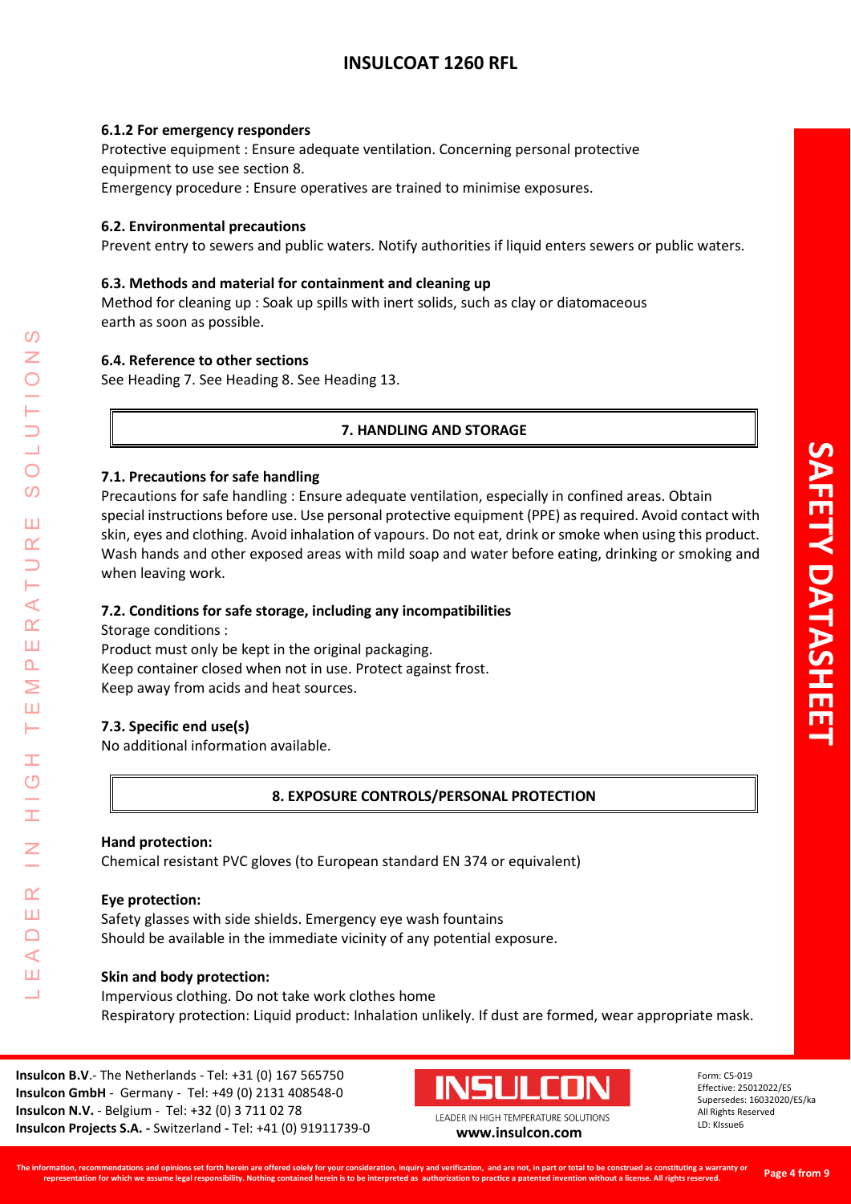#### 6.1.2 For emergency responders

Protective equipment : Ensure adequate ventilation. Concerning personal protective equipment to use see section 8.

Emergency procedure : Ensure operatives are trained to minimise exposures.

### 6.2. Environmental precautions

Prevent entry to sewers and public waters. Notify authorities if liquid enters sewers or public waters.

### 6.3. Methods and material for containment and cleaning up

Method for cleaning up : Soak up spills with inert solids, such as clay or diatomaceous earth as soon as possible.

### 6.4. Reference to other sections

See Heading 7. See Heading 8. See Heading 13.

## 7. HANDLING AND STORAGE

### 7.1. Precautions for safe handling

Precautions for safe handling : Ensure adequate ventilation, especially in confined areas. Obtain special instructions before use. Use personal protective equipment (PPE) as required. Avoid contact with skin, eyes and clothing. Avoid inhalation of vapours. Do not eat, drink or smoke when using this product. Wash hands and other exposed areas with mild soap and water before eating, drinking or smoking and when leaving work.

### 7.2. Conditions for safe storage, including any incompatibilities

Storage conditions :

Product must only be kept in the original packaging.

Keep container closed when not in use. Protect against frost.

Keep away from acids and heat sources.

### 7.3. Specific end use(s)

No additional information available.

## 8. EXPOSURE CONTROLS/PERSONAL PROTECTION

**Hand protection:**

Chemical resistant PVC gloves (to European standard EN 374 or equivalent)

**Eye protection:**

Safety glasses with side shields. Emergency eye wash fountains

Should be available in the immediate vicinity of any potential exposure.

**Skin and body protection:**

Impervious clothing. Do not take work clothes home

Respiratory protection: Liquid product: Inhalation unlikely. If dust are formed, wear appropriate mask.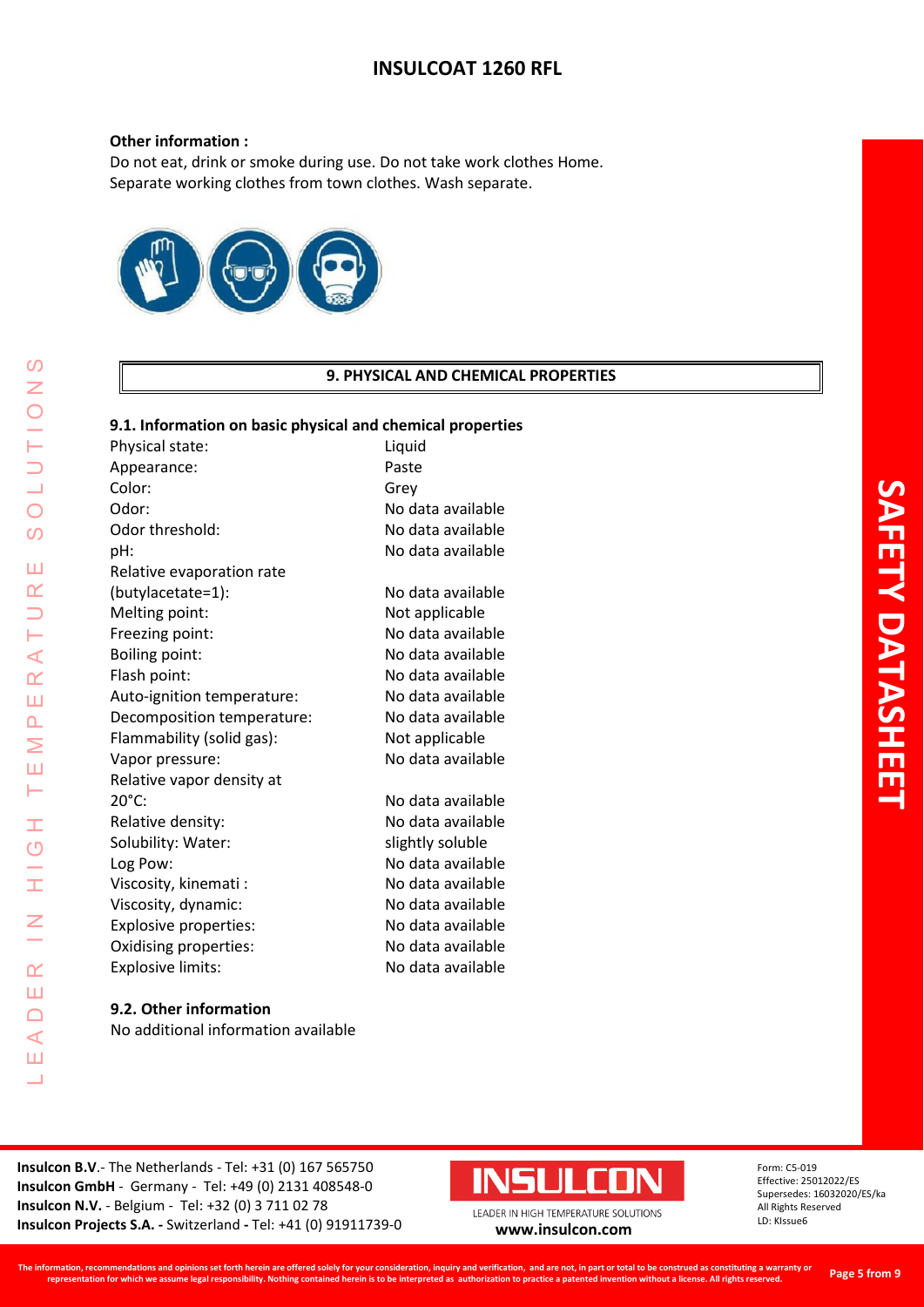**Other information :**

Do not eat, drink or smoke during use. Do not take work clothes Home.
Separate working clothes from town clothes. Wash separate.

## 9. PHYSICAL AND CHEMICAL PROPERTIES

### 9.1. Information on basic physical and chemical properties

| Property | Value |
|---|---|
| Physical state: | Liquid |
| Appearance: | Paste |
| Color: | Grey |
| Odor: | No data available |
| Odor threshold: | No data available |
| pH: | No data available |
| Relative evaporation rate (butylacetate=1): | No data available |
| Melting point: | Not applicable |
| Freezing point: | No data available |
| Boiling point: | No data available |
| Flash point: | No data available |
| Auto-ignition temperature: | No data available |
| Decomposition temperature: | No data available |
| Flammability (solid gas): | Not applicable |
| Vapor pressure: | No data available |
| Relative vapor density at 20°C: | No data available |
| Relative density: | No data available |
| Solubility: Water: | slightly soluble |
| Log Pow: | No data available |
| Viscosity, kinemati : | No data available |
| Viscosity, dynamic: | No data available |
| Explosive properties: | No data available |
| Oxidising properties: | No data available |
| Explosive limits: | No data available |

### 9.2. Other information

No additional information available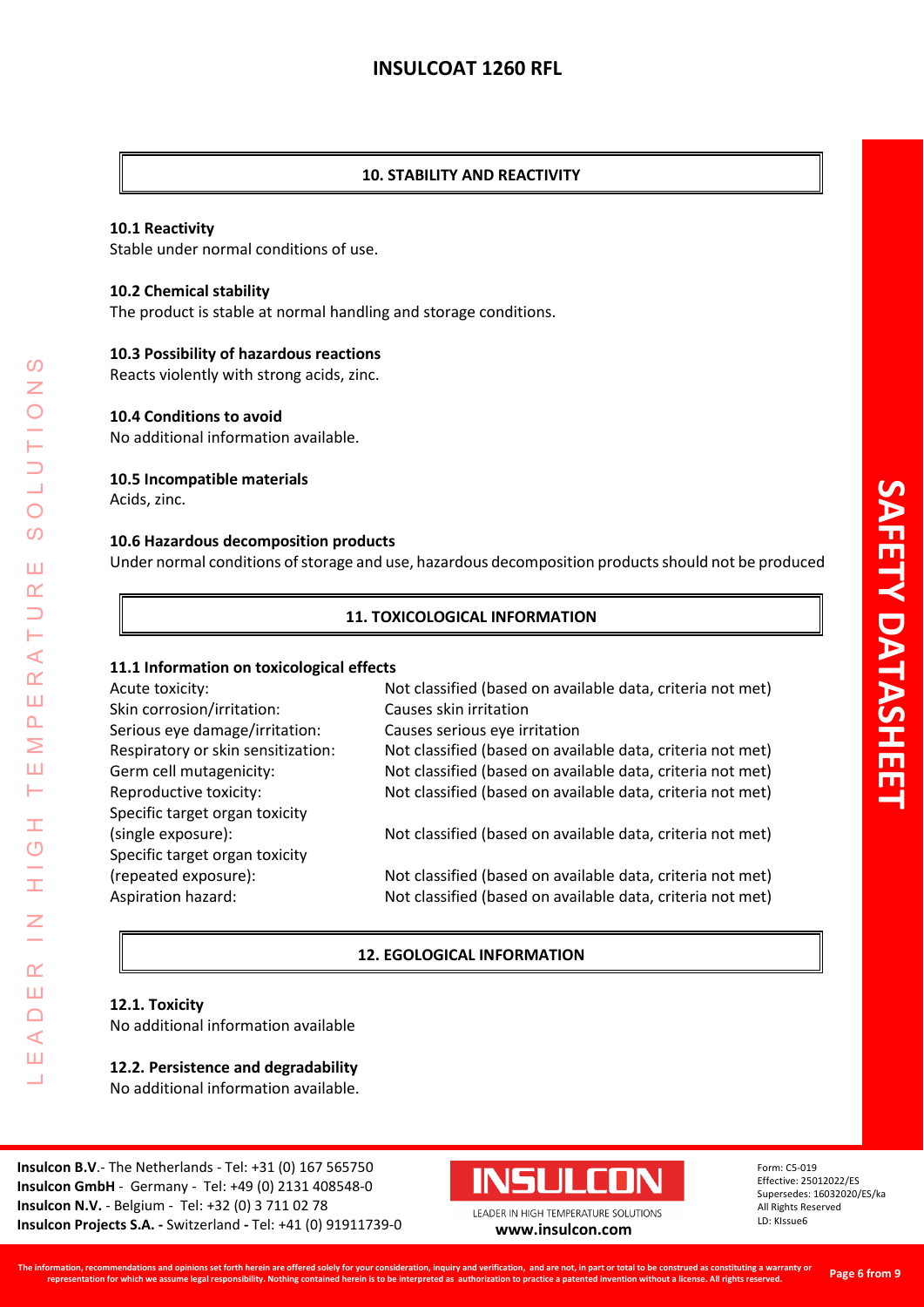## 10. STABILITY AND REACTIVITY

**10.1 Reactivity**
Stable under normal conditions of use.

**10.2 Chemical stability**
The product is stable at normal handling and storage conditions.

**10.3 Possibility of hazardous reactions**
Reacts violently with strong acids, zinc.

**10.4 Conditions to avoid**
No additional information available.

**10.5 Incompatible materials**
Acids, zinc.

**10.6 Hazardous decomposition products**
Under normal conditions of storage and use, hazardous decomposition products should not be produced

## 11. TOXICOLOGICAL INFORMATION

**11.1 Information on toxicological effects**

| | |
|---|---|
| Acute toxicity: | Not classified (based on available data, criteria not met) |
| Skin corrosion/irritation: | Causes skin irritation |
| Serious eye damage/irritation: | Causes serious eye irritation |
| Respiratory or skin sensitization: | Not classified (based on available data, criteria not met) |
| Germ cell mutagenicity: | Not classified (based on available data, criteria not met) |
| Reproductive toxicity: | Not classified (based on available data, criteria not met) |
| Specific target organ toxicity (single exposure): | Not classified (based on available data, criteria not met) |
| Specific target organ toxicity (repeated exposure): | Not classified (based on available data, criteria not met) |
| Aspiration hazard: | Not classified (based on available data, criteria not met) |

## 12. EGOLOGICAL INFORMATION

**12.1. Toxicity**
No additional information available

**12.2. Persistence and degradability**
No additional information available.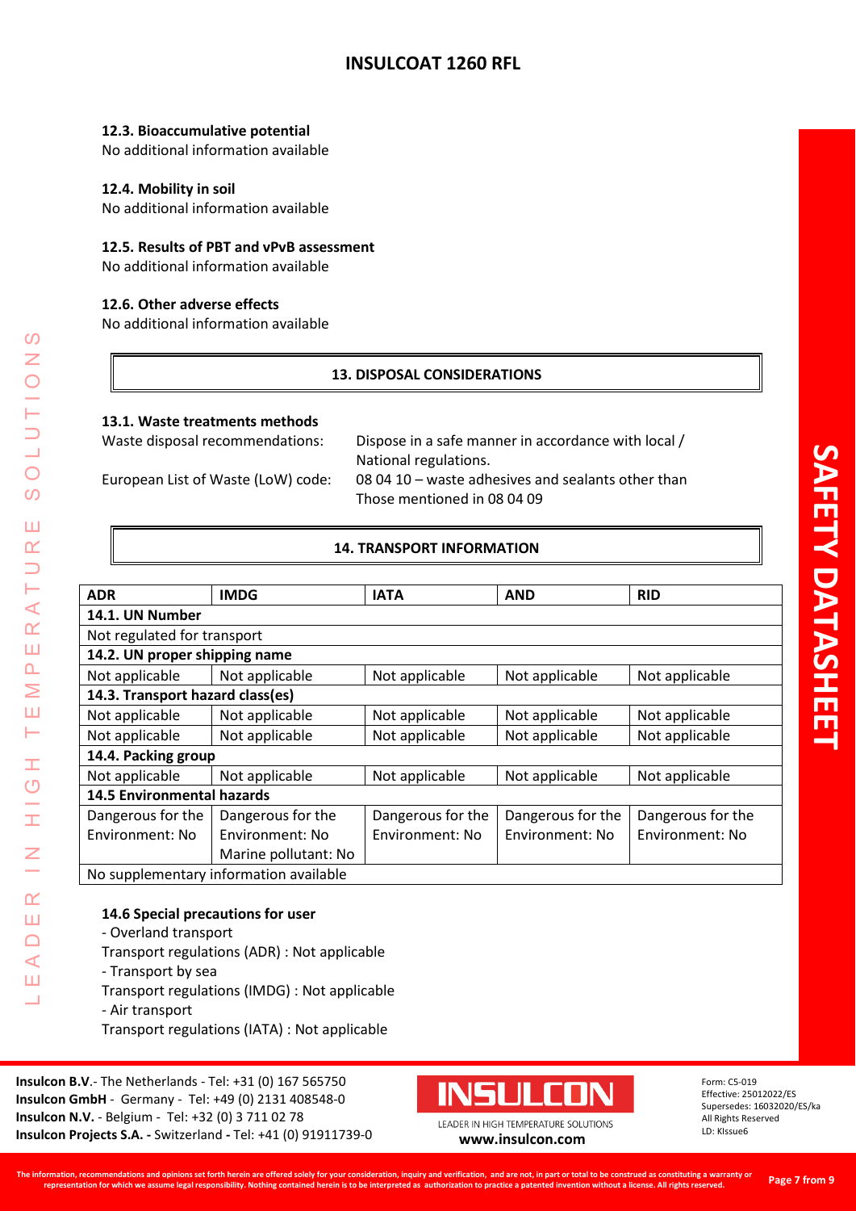#### 12.3. Bioaccumulative potential
No additional information available

#### 12.4. Mobility in soil
No additional information available

#### 12.5. Results of PBT and vPvB assessment
No additional information available

#### 12.6. Other adverse effects
No additional information available

## 13. DISPOSAL CONSIDERATIONS

#### 13.1. Waste treatments methods

Waste disposal recommendations: Dispose in a safe manner in accordance with local / National regulations.

European List of Waste (LoW) code: 08 04 10 – waste adhesives and sealants other than Those mentioned in 08 04 09

## 14. TRANSPORT INFORMATION

| ADR | IMDG | IATA | AND | RID |
|---|---|---|---|---|
| **14.1. UN Number** | | | | |
| Not regulated for transport | | | | |
| **14.2. UN proper shipping name** | | | | |
| Not applicable | Not applicable | Not applicable | Not applicable | Not applicable |
| **14.3. Transport hazard class(es)** | | | | |
| Not applicable | Not applicable | Not applicable | Not applicable | Not applicable |
| Not applicable | Not applicable | Not applicable | Not applicable | Not applicable |
| **14.4. Packing group** | | | | |
| Not applicable | Not applicable | Not applicable | Not applicable | Not applicable |
| **14.5 Environmental hazards** | | | | |
| Dangerous for the Environment: No | Dangerous for the Environment: No Marine pollutant: No | Dangerous for the Environment: No | Dangerous for the Environment: No | Dangerous for the Environment: No |
| No supplementary information available | | | | |

#### 14.6 Special precautions for user

- Overland transport

Transport regulations (ADR) : Not applicable

- Transport by sea

Transport regulations (IMDG) : Not applicable

- Air transport

Transport regulations (IATA) : Not applicable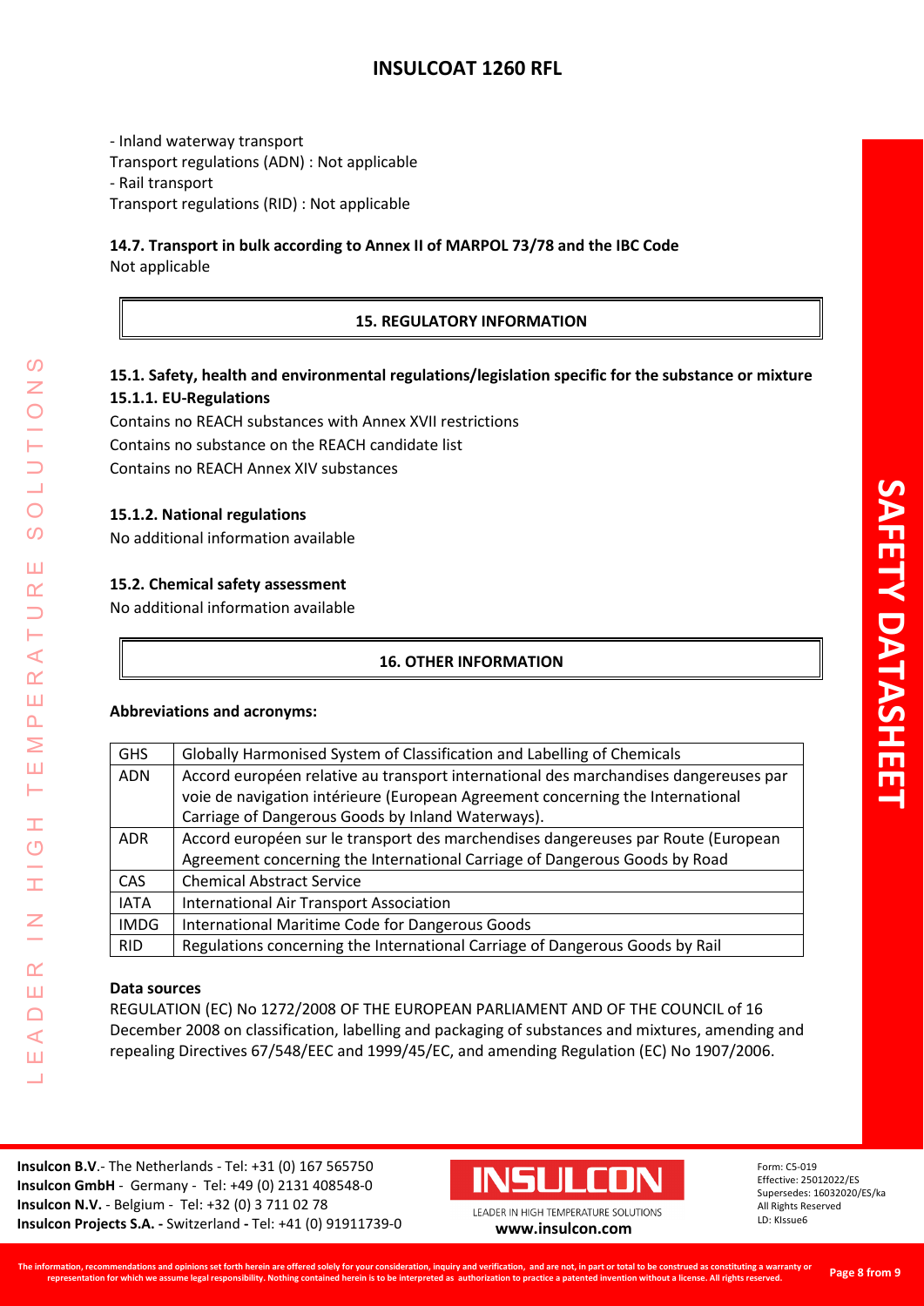- Inland waterway transport

Transport regulations (ADN) : Not applicable

- Rail transport

Transport regulations (RID) : Not applicable

### 14.7. Transport in bulk according to Annex II of MARPOL 73/78 and the IBC Code

Not applicable

## 15. REGULATORY INFORMATION

### 15.1. Safety, health and environmental regulations/legislation specific for the substance or mixture

#### 15.1.1. EU-Regulations

Contains no REACH substances with Annex XVII restrictions

Contains no substance on the REACH candidate list

Contains no REACH Annex XIV substances

#### 15.1.2. National regulations

No additional information available

### 15.2. Chemical safety assessment

No additional information available

## 16. OTHER INFORMATION

**Abbreviations and acronyms:**

| GHS | Globally Harmonised System of Classification and Labelling of Chemicals |
|---|---|
| ADN | Accord européen relative au transport international des marchandises dangereuses par voie de navigation intérieure (European Agreement concerning the International Carriage of Dangerous Goods by Inland Waterways). |
| ADR | Accord européen sur le transport des marchendises dangereuses par Route (European Agreement concerning the International Carriage of Dangerous Goods by Road |
| CAS | Chemical Abstract Service |
| IATA | International Air Transport Association |
| IMDG | International Maritime Code for Dangerous Goods |
| RID | Regulations concerning the International Carriage of Dangerous Goods by Rail |

**Data sources**

REGULATION (EC) No 1272/2008 OF THE EUROPEAN PARLIAMENT AND OF THE COUNCIL of 16 December 2008 on classification, labelling and packaging of substances and mixtures, amending and repealing Directives 67/548/EEC and 1999/45/EC, and amending Regulation (EC) No 1907/2006.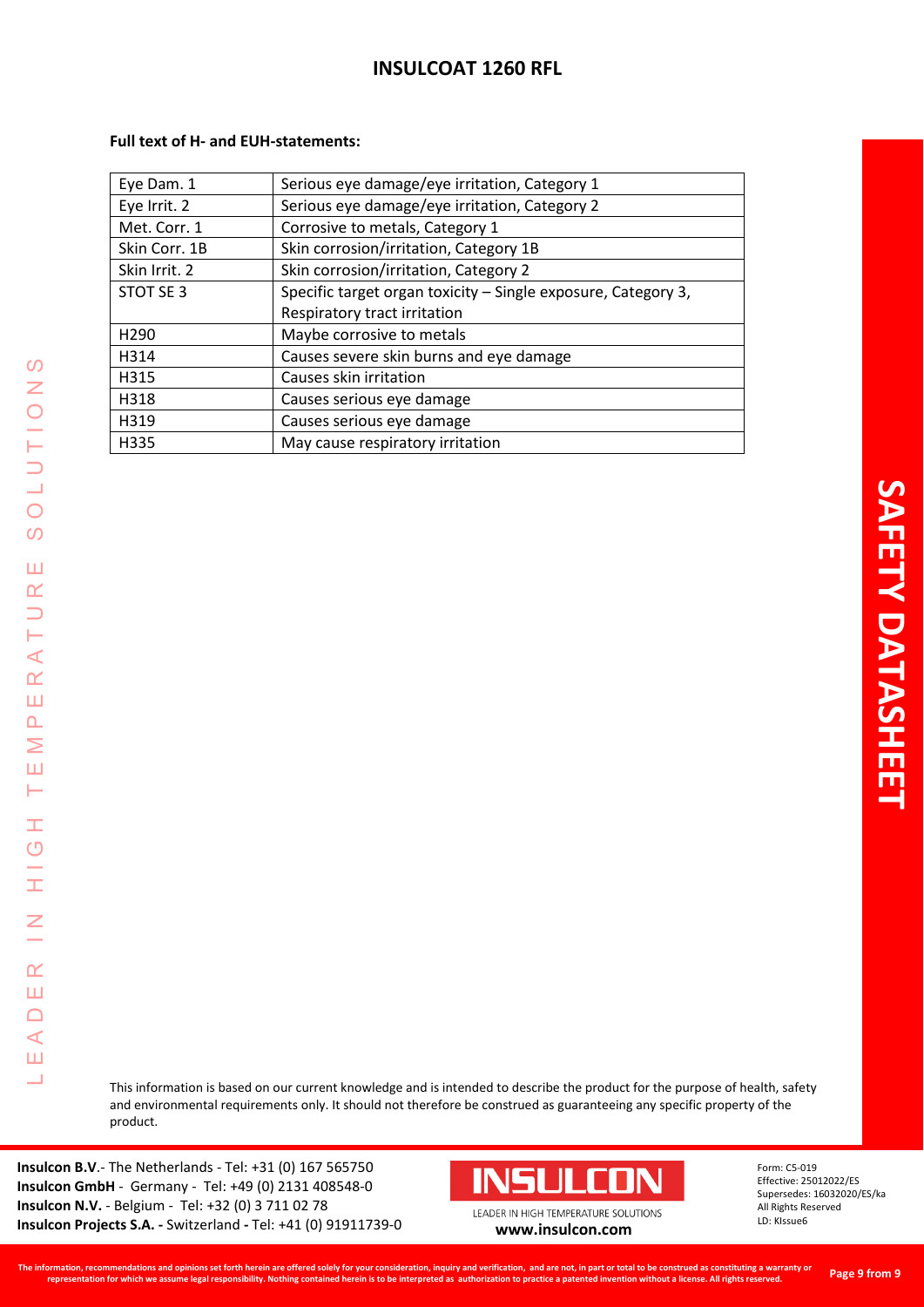**Full text of H- and EUH-statements:**

| | |
|---|---|
| Eye Dam. 1 | Serious eye damage/eye irritation, Category 1 |
| Eye Irrit. 2 | Serious eye damage/eye irritation, Category 2 |
| Met. Corr. 1 | Corrosive to metals, Category 1 |
| Skin Corr. 1B | Skin corrosion/irritation, Category 1B |
| Skin Irrit. 2 | Skin corrosion/irritation, Category 2 |
| STOT SE 3 | Specific target organ toxicity – Single exposure, Category 3, Respiratory tract irritation |
| H290 | Maybe corrosive to metals |
| H314 | Causes severe skin burns and eye damage |
| H315 | Causes skin irritation |
| H318 | Causes serious eye damage |
| H319 | Causes serious eye damage |
| H335 | May cause respiratory irritation |

This information is based on our current knowledge and is intended to describe the product for the purpose of health, safety and environmental requirements only. It should not therefore be construed as guaranteeing any specific property of the product.

**Insulcon B.V**.- The Netherlands - Tel: +31 (0) 167 565750
**Insulcon GmbH** - Germany - Tel: +49 (0) 2131 408548-0
**Insulcon N.V.** - Belgium - Tel: +32 (0) 3 711 02 78
**Insulcon Projects S.A. -** Switzerland **-** Tel: +41 (0) 91911739-0

INSULCON
LEADER IN HIGH TEMPERATURE SOLUTIONS
**www.insulcon.com**

Form: C5-019
Effective: 25012022/ES
Supersedes: 16032020/ES/ka
All Rights Reserved
LD: KIssue6

**The information, recommendations and opinions set forth herein are offered solely for your consideration, inquiry and verification, and are not, in part or total to be construed as constituting a warranty or representation for which we assume legal responsibility. Nothing contained herein is to be interpreted as authorization to practice a patented invention without a license. All rights reserved.**